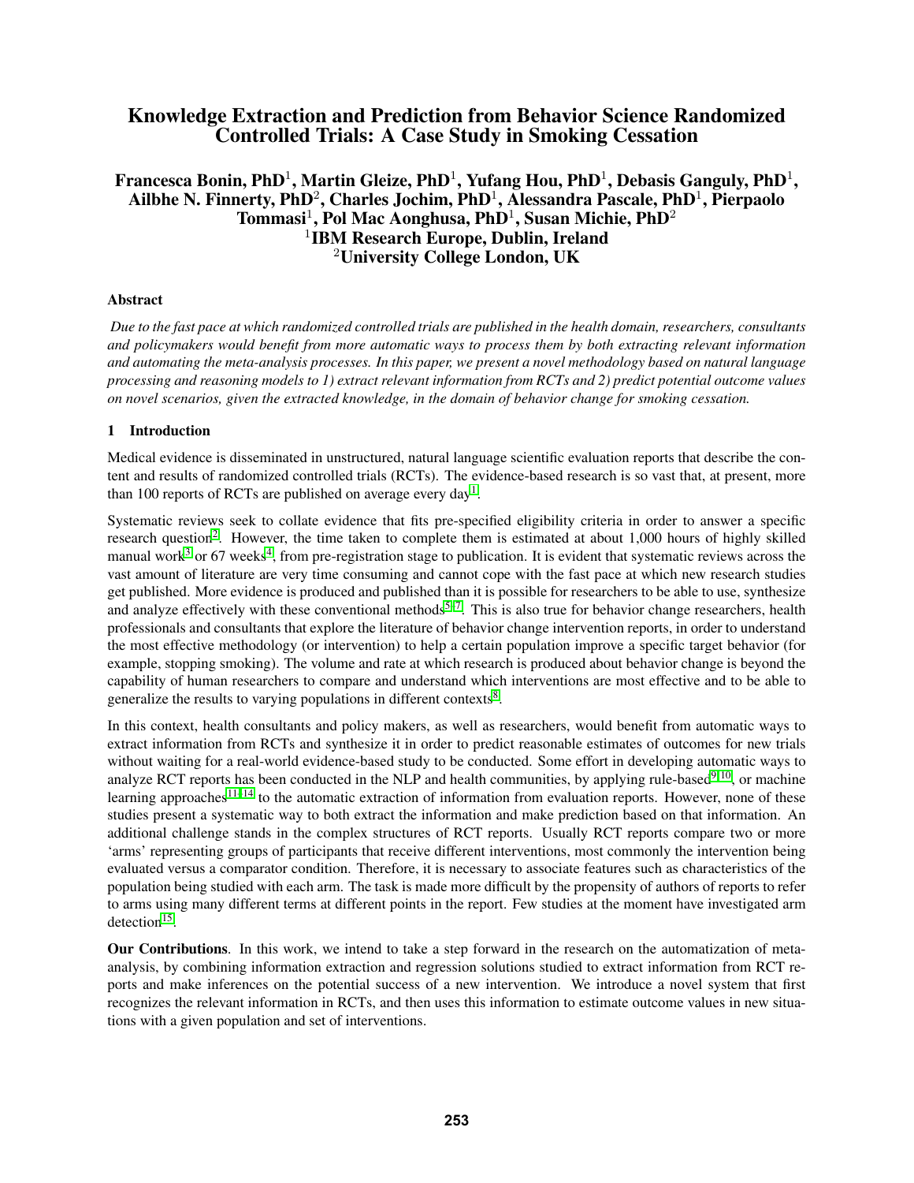# Knowledge Extraction and Prediction from Behavior Science Randomized Controlled Trials: A Case Study in Smoking Cessation

**Francesca Bonin, PhD[1], Martin Gleize, PhD[1], Yufang Hou, PhD[1], Debasis Ganguly, PhD[1], Ailbhe N. Finnerty, PhD[2], Charles Jochim, PhD[1], Alessandra Pascale, PhD[1], Pierpaolo Tommasi[1], Pol Mac Aonghusa, PhD[1], Susan Michie, PhD[2]**
**[1]IBM Research Europe, Dublin, Ireland**
**[2]University College London, UK**

### Abstract

*Due to the fast pace at which randomized controlled trials are published in the health domain, researchers, consultants and policymakers would benefit from more automatic ways to process them by both extracting relevant information and automating the meta-analysis processes. In this paper, we present a novel methodology based on natural language processing and reasoning models to 1) extract relevant information from RCTs and 2) predict potential outcome values on novel scenarios, given the extracted knowledge, in the domain of behavior change for smoking cessation.*

## 1 Introduction

Medical evidence is disseminated in unstructured, natural language scientific evaluation reports that describe the content and results of randomized controlled trials (RCTs). The evidence-based research is so vast that, at present, more than 100 reports of RCTs are published on average every day[1].

Systematic reviews seek to collate evidence that fits pre-specified eligibility criteria in order to answer a specific research question[2]. However, the time taken to complete them is estimated at about 1,000 hours of highly skilled manual work[3] or 67 weeks[4], from pre-registration stage to publication. It is evident that systematic reviews across the vast amount of literature are very time consuming and cannot cope with the fast pace at which new research studies get published. More evidence is produced and published than it is possible for researchers to be able to use, synthesize and analyze effectively with these conventional methods[5–7]. This is also true for behavior change researchers, health professionals and consultants that explore the literature of behavior change intervention reports, in order to understand the most effective methodology (or intervention) to help a certain population improve a specific target behavior (for example, stopping smoking). The volume and rate at which research is produced about behavior change is beyond the capability of human researchers to compare and understand which interventions are most effective and to be able to generalize the results to varying populations in different contexts[8].

In this context, health consultants and policy makers, as well as researchers, would benefit from automatic ways to extract information from RCTs and synthesize it in order to predict reasonable estimates of outcomes for new trials without waiting for a real-world evidence-based study to be conducted. Some effort in developing automatic ways to analyze RCT reports has been conducted in the NLP and health communities, by applying rule-based[9,10], or machine learning approaches[11–14] to the automatic extraction of information from evaluation reports. However, none of these studies present a systematic way to both extract the information and make prediction based on that information. An additional challenge stands in the complex structures of RCT reports. Usually RCT reports compare two or more 'arms' representing groups of participants that receive different interventions, most commonly the intervention being evaluated versus a comparator condition. Therefore, it is necessary to associate features such as characteristics of the population being studied with each arm. The task is made more difficult by the propensity of authors of reports to refer to arms using many different terms at different points in the report. Few studies at the moment have investigated arm detection[15].

**Our Contributions**. In this work, we intend to take a step forward in the research on the automatization of meta-analysis, by combining information extraction and regression solutions studied to extract information from RCT reports and make inferences on the potential success of a new intervention. We introduce a novel system that first recognizes the relevant information in RCTs, and then uses this information to estimate outcome values in new situations with a given population and set of interventions.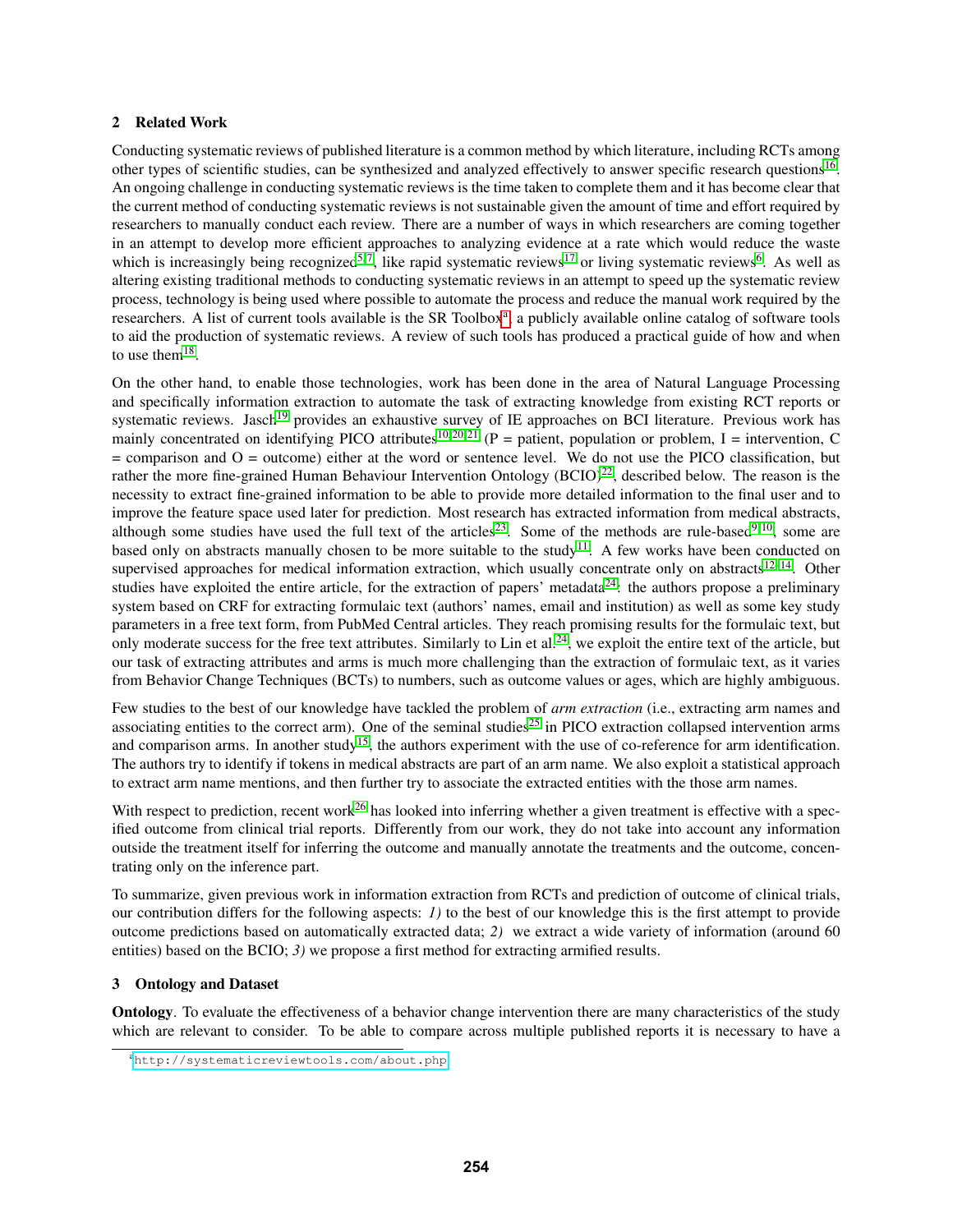## 2 Related Work

Conducting systematic reviews of published literature is a common method by which literature, including RCTs among other types of scientific studies, can be synthesized and analyzed effectively to answer specific research questions[16]. An ongoing challenge in conducting systematic reviews is the time taken to complete them and it has become clear that the current method of conducting systematic reviews is not sustainable given the amount of time and effort required by researchers to manually conduct each review. There are a number of ways in which researchers are coming together in an attempt to develop more efficient approaches to analyzing evidence at a rate which would reduce the waste which is increasingly being recognized[5,7], like rapid systematic reviews[17] or living systematic reviews[6]. As well as altering existing traditional methods to conducting systematic reviews in an attempt to speed up the systematic review process, technology is being used where possible to automate the process and reduce the manual work required by the researchers. A list of current tools available is the SR Toolbox[a], a publicly available online catalog of software tools to aid the production of systematic reviews. A review of such tools has produced a practical guide of how and when to use them[18].

On the other hand, to enable those technologies, work has been done in the area of Natural Language Processing and specifically information extraction to automate the task of extracting knowledge from existing RCT reports or systematic reviews. Jasch[19] provides an exhaustive survey of IE approaches on BCI literature. Previous work has mainly concentrated on identifying PICO attributes[10,20,21] (P = patient, population or problem, I = intervention, C = comparison and O = outcome) either at the word or sentence level. We do not use the PICO classification, but rather the more fine-grained Human Behaviour Intervention Ontology (BCIO)[22], described below. The reason is the necessity to extract fine-grained information to be able to provide more detailed information to the final user and to improve the feature space used later for prediction. Most research has extracted information from medical abstracts, although some studies have used the full text of the articles[23]. Some of the methods are rule-based[9,10], some are based only on abstracts manually chosen to be more suitable to the study[11]. A few works have been conducted on supervised approaches for medical information extraction, which usually concentrate only on abstracts[12–14]. Other studies have exploited the entire article, for the extraction of papers' metadata[24]: the authors propose a preliminary system based on CRF for extracting formulaic text (authors' names, email and institution) as well as some key study parameters in a free text form, from PubMed Central articles. They reach promising results for the formulaic text, but only moderate success for the free text attributes. Similarly to Lin et al.[24], we exploit the entire text of the article, but our task of extracting attributes and arms is much more challenging than the extraction of formulaic text, as it varies from Behavior Change Techniques (BCTs) to numbers, such as outcome values or ages, which are highly ambiguous.

Few studies to the best of our knowledge have tackled the problem of *arm extraction* (i.e., extracting arm names and associating entities to the correct arm). One of the seminal studies[25] in PICO extraction collapsed intervention arms and comparison arms. In another study[15], the authors experiment with the use of co-reference for arm identification. The authors try to identify if tokens in medical abstracts are part of an arm name. We also exploit a statistical approach to extract arm name mentions, and then further try to associate the extracted entities with the those arm names.

With respect to prediction, recent work[26] has looked into inferring whether a given treatment is effective with a specified outcome from clinical trial reports. Differently from our work, they do not take into account any information outside the treatment itself for inferring the outcome and manually annotate the treatments and the outcome, concentrating only on the inference part.

To summarize, given previous work in information extraction from RCTs and prediction of outcome of clinical trials, our contribution differs for the following aspects: *1)* to the best of our knowledge this is the first attempt to provide outcome predictions based on automatically extracted data; *2)* we extract a wide variety of information (around 60 entities) based on the BCIO; *3)* we propose a first method for extracting armified results.

## 3 Ontology and Dataset

**Ontology**. To evaluate the effectiveness of a behavior change intervention there are many characteristics of the study which are relevant to consider. To be able to compare across multiple published reports it is necessary to have a

[a] http://systematicreviewtools.com/about.php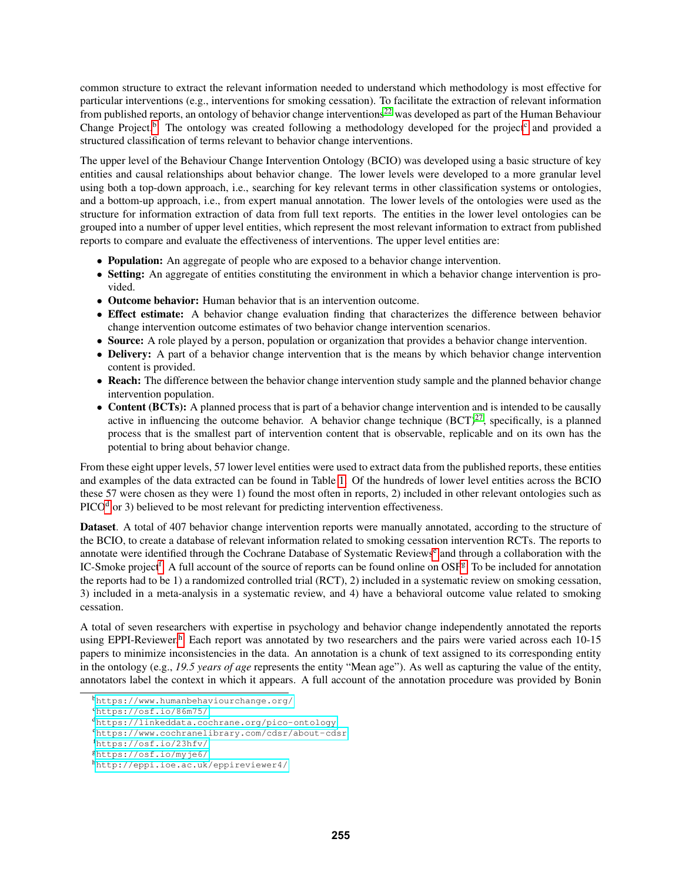common structure to extract the relevant information needed to understand which methodology is most effective for particular interventions (e.g., interventions for smoking cessation). To facilitate the extraction of relevant information from published reports, an ontology of behavior change interventions[22] was developed as part of the Human Behaviour Change Project.[b] The ontology was created following a methodology developed for the project[c] and provided a structured classification of terms relevant to behavior change interventions.

The upper level of the Behaviour Change Intervention Ontology (BCIO) was developed using a basic structure of key entities and causal relationships about behavior change. The lower levels were developed to a more granular level using both a top-down approach, i.e., searching for key relevant terms in other classification systems or ontologies, and a bottom-up approach, i.e., from expert manual annotation. The lower levels of the ontologies were used as the structure for information extraction of data from full text reports. The entities in the lower level ontologies can be grouped into a number of upper level entities, which represent the most relevant information to extract from published reports to compare and evaluate the effectiveness of interventions. The upper level entities are:

- **Population:** An aggregate of people who are exposed to a behavior change intervention.
- **Setting:** An aggregate of entities constituting the environment in which a behavior change intervention is provided.
- **Outcome behavior:** Human behavior that is an intervention outcome.
- **Effect estimate:** A behavior change evaluation finding that characterizes the difference between behavior change intervention outcome estimates of two behavior change intervention scenarios.
- **Source:** A role played by a person, population or organization that provides a behavior change intervention.
- **Delivery:** A part of a behavior change intervention that is the means by which behavior change intervention content is provided.
- **Reach:** The difference between the behavior change intervention study sample and the planned behavior change intervention population.
- **Content (BCTs):** A planned process that is part of a behavior change intervention and is intended to be causally active in influencing the outcome behavior. A behavior change technique (BCT)[27], specifically, is a planned process that is the smallest part of intervention content that is observable, replicable and on its own has the potential to bring about behavior change.

From these eight upper levels, 57 lower level entities were used to extract data from the published reports, these entities and examples of the data extracted can be found in Table 1. Of the hundreds of lower level entities across the BCIO these 57 were chosen as they were 1) found the most often in reports, 2) included in other relevant ontologies such as PICO[d] or 3) believed to be most relevant for predicting intervention effectiveness.

**Dataset**. A total of 407 behavior change intervention reports were manually annotated, according to the structure of the BCIO, to create a database of relevant information related to smoking cessation intervention RCTs. The reports to annotate were identified through the Cochrane Database of Systematic Reviews[e] and through a collaboration with the IC-Smoke project[f]. A full account of the source of reports can be found online on OSF[g]. To be included for annotation the reports had to be 1) a randomized controlled trial (RCT), 2) included in a systematic review on smoking cessation, 3) included in a meta-analysis in a systematic review, and 4) have a behavioral outcome value related to smoking cessation.

A total of seven researchers with expertise in psychology and behavior change independently annotated the reports using EPPI-Reviewer.[h] Each report was annotated by two researchers and the pairs were varied across each 10-15 papers to minimize inconsistencies in the data. An annotation is a chunk of text assigned to its corresponding entity in the ontology (e.g., *19.5 years of age* represents the entity “Mean age”). As well as capturing the value of the entity, annotators label the context in which it appears. A full account of the annotation procedure was provided by Bonin

[b] https://www.humanbehaviourchange.org/
[c] https://osf.io/86m75/
[d] https://linkeddata.cochrane.org/pico-ontology
[e] https://www.cochranelibrary.com/cdsr/about-cdsr
[f] https://osf.io/23hfv/
[g] https://osf.io/myje6/
[h] http://eppi.ioe.ac.uk/eppireviewer4/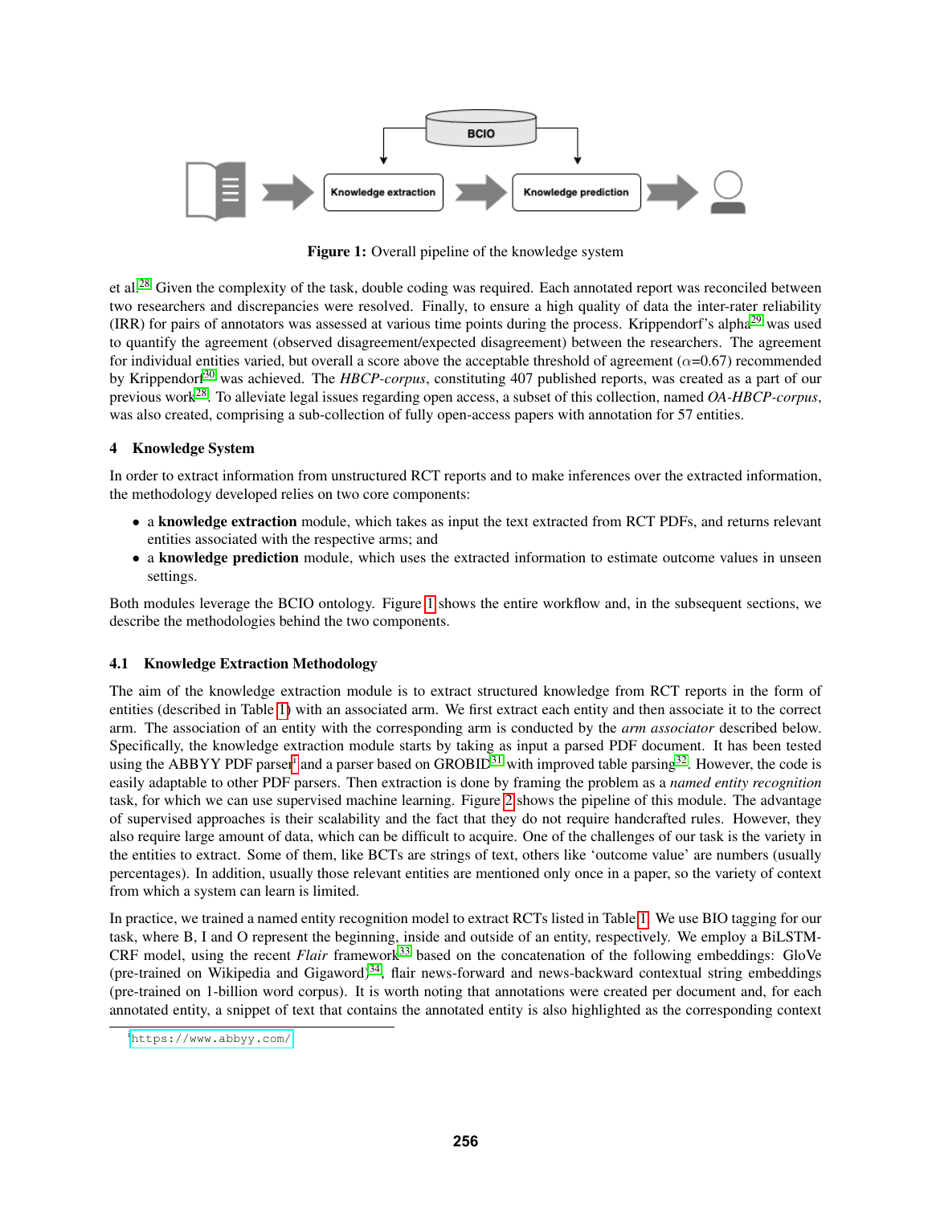Figure 1: Overall pipeline of the knowledge system

et al.[28] Given the complexity of the task, double coding was required. Each annotated report was reconciled between two researchers and discrepancies were resolved. Finally, to ensure a high quality of data the inter-rater reliability (IRR) for pairs of annotators was assessed at various time points during the process. Krippendorf's alpha[29] was used to quantify the agreement (observed disagreement/expected disagreement) between the researchers. The agreement for individual entities varied, but overall a score above the acceptable threshold of agreement ($\alpha$=0.67) recommended by Krippendorf[30] was achieved. The *HBCP-corpus*, constituting 407 published reports, was created as a part of our previous work[28]. To alleviate legal issues regarding open access, a subset of this collection, named *OA-HBCP-corpus*, was also created, comprising a sub-collection of fully open-access papers with annotation for 57 entities.

## 4 Knowledge System

In order to extract information from unstructured RCT reports and to make inferences over the extracted information, the methodology developed relies on two core components:

- a **knowledge extraction** module, which takes as input the text extracted from RCT PDFs, and returns relevant entities associated with the respective arms; and
- a **knowledge prediction** module, which uses the extracted information to estimate outcome values in unseen settings.

Both modules leverage the BCIO ontology. Figure 1 shows the entire workflow and, in the subsequent sections, we describe the methodologies behind the two components.

### 4.1 Knowledge Extraction Methodology

The aim of the knowledge extraction module is to extract structured knowledge from RCT reports in the form of entities (described in Table 1) with an associated arm. We first extract each entity and then associate it to the correct arm. The association of an entity with the corresponding arm is conducted by the *arm associator* described below. Specifically, the knowledge extraction module starts by taking as input a parsed PDF document. It has been tested using the ABBYY PDF parser[1] and a parser based on GROBID[31] with improved table parsing[32]. However, the code is easily adaptable to other PDF parsers. Then extraction is done by framing the problem as a *named entity recognition* task, for which we can use supervised machine learning. Figure 2 shows the pipeline of this module. The advantage of supervised approaches is their scalability and the fact that they do not require handcrafted rules. However, they also require large amount of data, which can be difficult to acquire. One of the challenges of our task is the variety in the entities to extract. Some of them, like BCTs are strings of text, others like 'outcome value' are numbers (usually percentages). In addition, usually those relevant entities are mentioned only once in a paper, so the variety of context from which a system can learn is limited.

In practice, we trained a named entity recognition model to extract RCTs listed in Table 1. We use BIO tagging for our task, where B, I and O represent the beginning, inside and outside of an entity, respectively. We employ a BiLSTM-CRF model, using the recent *Flair* framework[33] based on the concatenation of the following embeddings: GloVe (pre-trained on Wikipedia and Gigaword)[34], flair news-forward and news-backward contextual string embeddings (pre-trained on 1-billion word corpus). It is worth noting that annotations were created per document and, for each annotated entity, a snippet of text that contains the annotated entity is also highlighted as the corresponding context

[1] https://www.abbyy.com/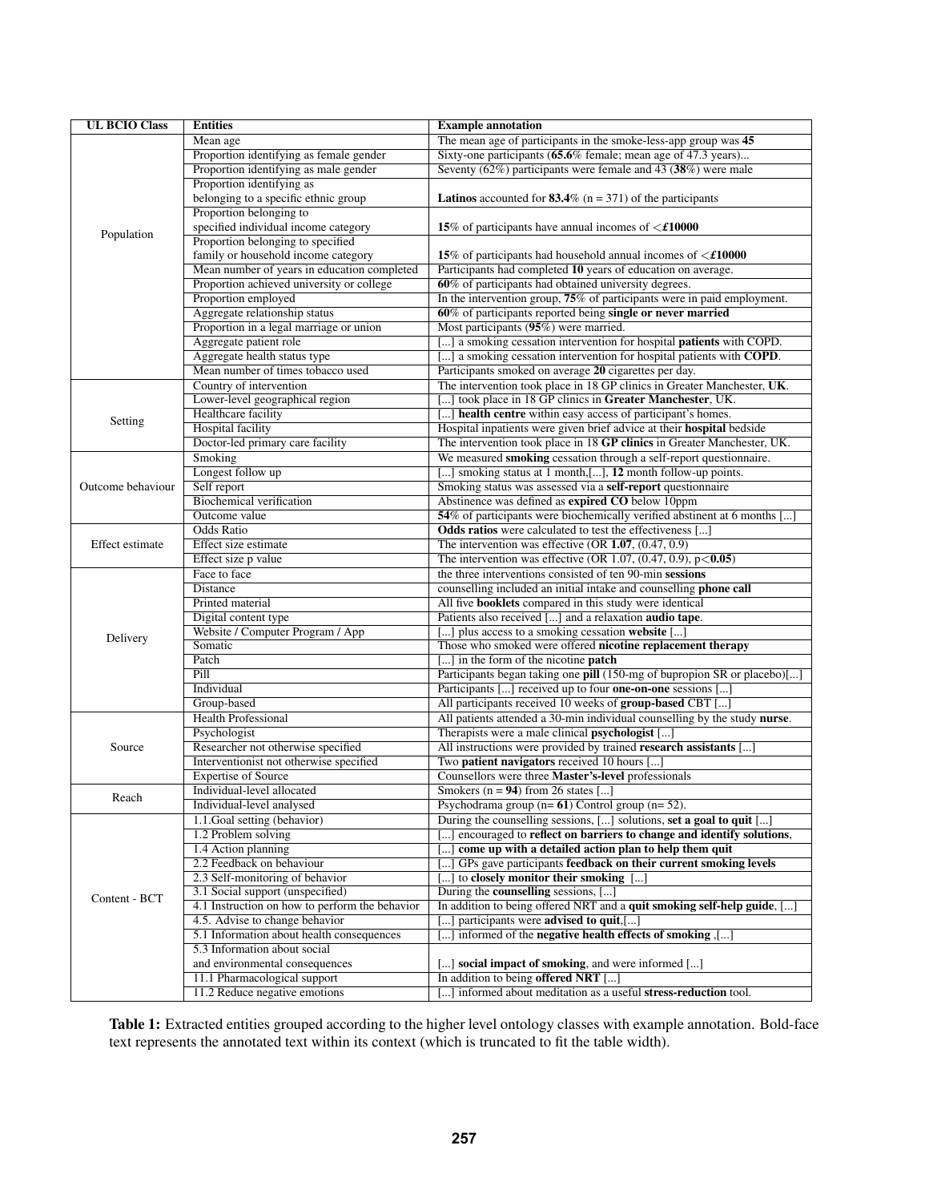| UL BCIO Class | Entities | Example annotation |
|---|---|---|
| Population | Mean age | The mean age of participants in the smoke-less-app group was **45** |
| | Proportion identifying as female gender | Sixty-one participants (**65.6**% female; mean age of 47.3 years)... |
| | Proportion identifying as male gender | Seventy (62%) participants were female and 43 (**38**%) were male |
| | Proportion identifying as belonging to a specific ethnic group | **Latinos** accounted for **83.4**% (n = 371) of the participants |
| | Proportion belonging to specified individual income category | **15**% of participants have annual incomes of **<£10000** |
| | Proportion belonging to specified family or household income category | **15**% of participants had household annual incomes of **<£10000** |
| | Mean number of years in education completed | Participants had completed **10** years of education on average. |
| | Proportion achieved university or college | **60**% of participants had obtained university degrees. |
| | Proportion employed | In the intervention group, **75**% of participants were in paid employment. |
| | Aggregate relationship status | **60**% of participants reported being **single or never married** |
| | Proportion in a legal marriage or union | Most participants (**95**%) were married. |
| | Aggregate patient role | [...] a smoking cessation intervention for hospital **patients** with COPD. |
| | Aggregate health status type | [...] a smoking cessation intervention for hospital patients with **COPD**. |
| | Mean number of times tobacco used | Participants smoked on average **20** cigarettes per day. |
| Setting | Country of intervention | The intervention took place in 18 GP clinics in Greater Manchester, **UK**. |
| | Lower-level geographical region | [...] took place in 18 GP clinics in **Greater Manchester**, UK. |
| | Healthcare facility | [...] **health centre** within easy access of participant's homes. |
| | Hospital facility | Hospital inpatients were given brief advice at their **hospital** bedside |
| | Doctor-led primary care facility | The intervention took place in 18 **GP clinics** in Greater Manchester, UK. |
| Outcome behaviour | Smoking | We measured **smoking** cessation through a self-report questionnaire. |
| | Longest follow up | [...] smoking status at 1 month,[...], **12** month follow-up points. |
| | Self report | Smoking status was assessed via a **self-report** questionnaire |
| | Biochemical verification | Abstinence was defined as **expired CO** below 10ppm |
| | Outcome value | **54**% of participants were biochemically verified abstinent at 6 months [...] |
| Effect estimate | Odds Ratio | **Odds ratios** were calculated to test the effectiveness [...] |
| | Effect size estimate | The intervention was effective (OR **1.07**, (0.47, 0.9) |
| | Effect size p value | The intervention was effective (OR 1.07, (0.47, 0.9), p<**0.05**) |
| Delivery | Face to face | the three interventions consisted of ten 90-min **sessions** |
| | Distance | counselling included an initial intake and counselling **phone call** |
| | Printed material | All five **booklets** compared in this study were identical |
| | Digital content type | Patients also received [...] and a relaxation **audio tape**. |
| | Website / Computer Program / App | [...] plus access to a smoking cessation **website** [...] |
| | Somatic | Those who smoked were offered **nicotine replacement therapy** |
| | Patch | [...] in the form of the nicotine **patch** |
| | Pill | Participants began taking one **pill** (150-mg of bupropion SR or placebo)[...] |
| | Individual | Participants [...] received up to four **one-on-one** sessions [...] |
| | Group-based | All participants received 10 weeks of **group-based** CBT [...] |
| Source | Health Professional | All patients attended a 30-min individual counselling by the study **nurse**. |
| | Psychologist | Therapists were a male clinical **psychologist** [...] |
| | Researcher not otherwise specified | All instructions were provided by trained **research assistants** [...] |
| | Interventionist not otherwise specified | Two **patient navigators** received 10 hours [...] |
| | Expertise of Source | Counsellors were three **Master's-level** professionals |
| Reach | Individual-level allocated | Smokers (n = **94**) from 26 states [...] |
| | Individual-level analysed | Psychodrama group (n= **61**) Control group (n= 52). |
| Content - BCT | 1.1.Goal setting (behavior) | During the counselling sessions, [...] solutions, **set a goal to quit** [...] |
| | 1.2 Problem solving | [...] encouraged to **reflect on barriers to change and identify solutions**, |
| | 1.4 Action planning | [...] **come up with a detailed action plan to help them quit** |
| | 2.2 Feedback on behaviour | [...] GPs gave participants **feedback on their current smoking levels** |
| | 2.3 Self-monitoring of behavior | [...] to **closely monitor their smoking** [...] |
| | 3.1 Social support (unspecified) | During the **counselling** sessions, [...] |
| | 4.1 Instruction on how to perform the behavior | In addition to being offered NRT and a **quit smoking self-help guide**, [...] |
| | 4.5. Advise to change behavior | [...] participants were **advised to quit**,[...] |
| | 5.1 Information about health consequences | [...] informed of the **negative health effects of smoking** ,[...] |
| | 5.3 Information about social and environmental consequences | [...] **social impact of smoking**, and were informed [...] |
| | 11.1 Pharmacological support | In addition to being **offered NRT** [...] |
| | 11.2 Reduce negative emotions | [...] informed about meditation as a useful **stress-reduction** tool. |

**Table 1:** Extracted entities grouped according to the higher level ontology classes with example annotation. Bold-face text represents the annotated text within its context (which is truncated to fit the table width).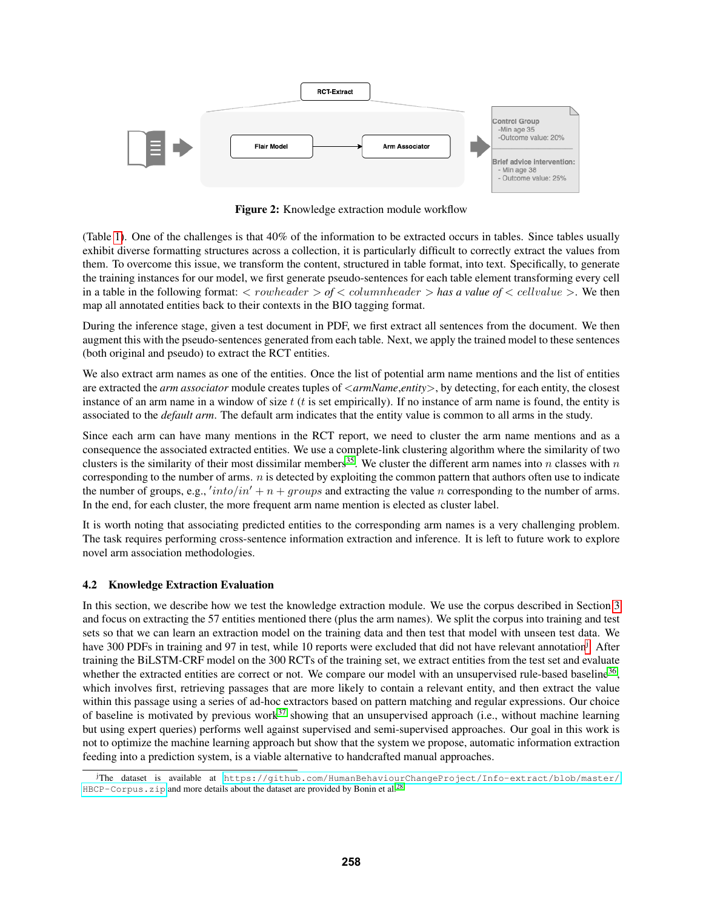**Figure 2:** Knowledge extraction module workflow

(Table 1). One of the challenges is that 40% of the information to be extracted occurs in tables. Since tables usually exhibit diverse formatting structures across a collection, it is particularly difficult to correctly extract the values from them. To overcome this issue, we transform the content, structured in table format, into text. Specifically, to generate the training instances for our model, we first generate pseudo-sentences for each table element transforming every cell in a table in the following format: $< rowheader >$ *of* $< columnheader >$ *has a value of* $< cellvalue >$. We then map all annotated entities back to their contexts in the BIO tagging format.

During the inference stage, given a test document in PDF, we first extract all sentences from the document. We then augment this with the pseudo-sentences generated from each table. Next, we apply the trained model to these sentences (both original and pseudo) to extract the RCT entities.

We also extract arm names as one of the entities. Once the list of potential arm name mentions and the list of entities are extracted the *arm associator* module creates tuples of <*armName*,*entity*>, by detecting, for each entity, the closest instance of an arm name in a window of size $t$ ($t$ is set empirically). If no instance of arm name is found, the entity is associated to the *default arm*. The default arm indicates that the entity value is common to all arms in the study.

Since each arm can have many mentions in the RCT report, we need to cluster the arm name mentions and as a consequence the associated extracted entities. We use a complete-link clustering algorithm where the similarity of two clusters is the similarity of their most dissimilar members[35]. We cluster the different arm names into $n$ classes with $n$ corresponding to the number of arms. $n$ is detected by exploiting the common pattern that authors often use to indicate the number of groups, e.g., $'into/in' + n + groups$ and extracting the value $n$ corresponding to the number of arms. In the end, for each cluster, the more frequent arm name mention is elected as cluster label.

It is worth noting that associating predicted entities to the corresponding arm names is a very challenging problem. The task requires performing cross-sentence information extraction and inference. It is left to future work to explore novel arm association methodologies.

### 4.2 Knowledge Extraction Evaluation

In this section, we describe how we test the knowledge extraction module. We use the corpus described in Section 3 and focus on extracting the 57 entities mentioned there (plus the arm names). We split the corpus into training and test sets so that we can learn an extraction model on the training data and then test that model with unseen test data. We have 300 PDFs in training and 97 in test, while 10 reports were excluded that did not have relevant annotation[j]. After training the BiLSTM-CRF model on the 300 RCTs of the training set, we extract entities from the test set and evaluate whether the extracted entities are correct or not. We compare our model with an unsupervised rule-based baseline[36], which involves first, retrieving passages that are more likely to contain a relevant entity, and then extract the value within this passage using a series of ad-hoc extractors based on pattern matching and regular expressions. Our choice of baseline is motivated by previous work[37] showing that an unsupervised approach (i.e., without machine learning but using expert queries) performs well against supervised and semi-supervised approaches. Our goal in this work is not to optimize the machine learning approach but show that the system we propose, automatic information extraction feeding into a prediction system, is a viable alternative to handcrafted manual approaches.

[j] The dataset is available at https://github.com/HumanBehaviourChangeProject/Info-extract/blob/master/HBCP-Corpus.zip and more details about the dataset are provided by Bonin et al.[28]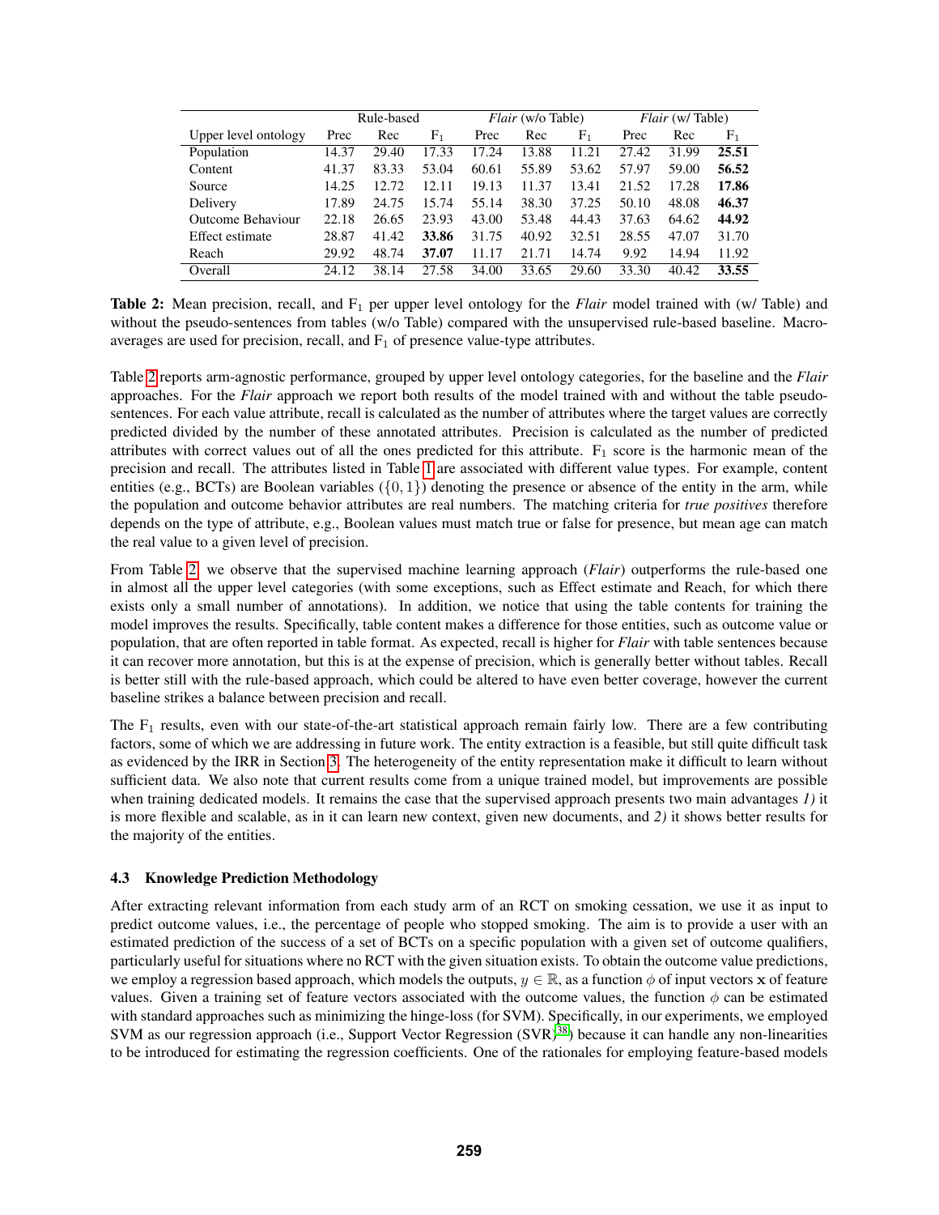| | Rule-based | | | *Flair* (w/o Table) | | | *Flair* (w/ Table) | | |
|---|---|---|---|---|---|---|---|---|---|
| Upper level ontology | Prec | Rec | $F_1$ | Prec | Rec | $F_1$ | Prec | Rec | $F_1$ |
| Population | 14.37 | 29.40 | 17.33 | 17.24 | 13.88 | 11.21 | 27.42 | 31.99 | **25.51** |
| Content | 41.37 | 83.33 | 53.04 | 60.61 | 55.89 | 53.62 | 57.97 | 59.00 | **56.52** |
| Source | 14.25 | 12.72 | 12.11 | 19.13 | 11.37 | 13.41 | 21.52 | 17.28 | **17.86** |
| Delivery | 17.89 | 24.75 | 15.74 | 55.14 | 38.30 | 37.25 | 50.10 | 48.08 | **46.37** |
| Outcome Behaviour | 22.18 | 26.65 | 23.93 | 43.00 | 53.48 | 44.43 | 37.63 | 64.62 | **44.92** |
| Effect estimate | 28.87 | 41.42 | **33.86** | 31.75 | 40.92 | 32.51 | 28.55 | 47.07 | 31.70 |
| Reach | 29.92 | 48.74 | **37.07** | 11.17 | 21.71 | 14.74 | 9.92 | 14.94 | 11.92 |
| Overall | 24.12 | 38.14 | 27.58 | 34.00 | 33.65 | 29.60 | 33.30 | 40.42 | **33.55** |

**Table 2:** Mean precision, recall, and $F_1$ per upper level ontology for the *Flair* model trained with (w/ Table) and without the pseudo-sentences from tables (w/o Table) compared with the unsupervised rule-based baseline. Macro-averages are used for precision, recall, and $F_1$ of presence value-type attributes.

Table 2 reports arm-agnostic performance, grouped by upper level ontology categories, for the baseline and the *Flair* approaches. For the *Flair* approach we report both results of the model trained with and without the table pseudo-sentences. For each value attribute, recall is calculated as the number of attributes where the target values are correctly predicted divided by the number of these annotated attributes. Precision is calculated as the number of predicted attributes with correct values out of all the ones predicted for this attribute. $F_1$ score is the harmonic mean of the precision and recall. The attributes listed in Table 1 are associated with different value types. For example, content entities (e.g., BCTs) are Boolean variables ($\{0, 1\}$) denoting the presence or absence of the entity in the arm, while the population and outcome behavior attributes are real numbers. The matching criteria for *true positives* therefore depends on the type of attribute, e.g., Boolean values must match true or false for presence, but mean age can match the real value to a given level of precision.

From Table 2, we observe that the supervised machine learning approach (*Flair*) outperforms the rule-based one in almost all the upper level categories (with some exceptions, such as Effect estimate and Reach, for which there exists only a small number of annotations). In addition, we notice that using the table contents for training the model improves the results. Specifically, table content makes a difference for those entities, such as outcome value or population, that are often reported in table format. As expected, recall is higher for *Flair* with table sentences because it can recover more annotation, but this is at the expense of precision, which is generally better without tables. Recall is better still with the rule-based approach, which could be altered to have even better coverage, however the current baseline strikes a balance between precision and recall.

The $F_1$ results, even with our state-of-the-art statistical approach remain fairly low. There are a few contributing factors, some of which we are addressing in future work. The entity extraction is a feasible, but still quite difficult task as evidenced by the IRR in Section 3. The heterogeneity of the entity representation make it difficult to learn without sufficient data. We also note that current results come from a unique trained model, but improvements are possible when training dedicated models. It remains the case that the supervised approach presents two main advantages *1)* it is more flexible and scalable, as in it can learn new context, given new documents, and *2)* it shows better results for the majority of the entities.

### 4.3 Knowledge Prediction Methodology

After extracting relevant information from each study arm of an RCT on smoking cessation, we use it as input to predict outcome values, i.e., the percentage of people who stopped smoking. The aim is to provide a user with an estimated prediction of the success of a set of BCTs on a specific population with a given set of outcome qualifiers, particularly useful for situations where no RCT with the given situation exists. To obtain the outcome value predictions, we employ a regression based approach, which models the outputs, $y \in \mathbb{R}$, as a function $\phi$ of input vectors $\mathbf{x}$ of feature values. Given a training set of feature vectors associated with the outcome values, the function $\phi$ can be estimated with standard approaches such as minimizing the hinge-loss (for SVM). Specifically, in our experiments, we employed SVM as our regression approach (i.e., Support Vector Regression (SVR)[38]) because it can handle any non-linearities to be introduced for estimating the regression coefficients. One of the rationales for employing feature-based models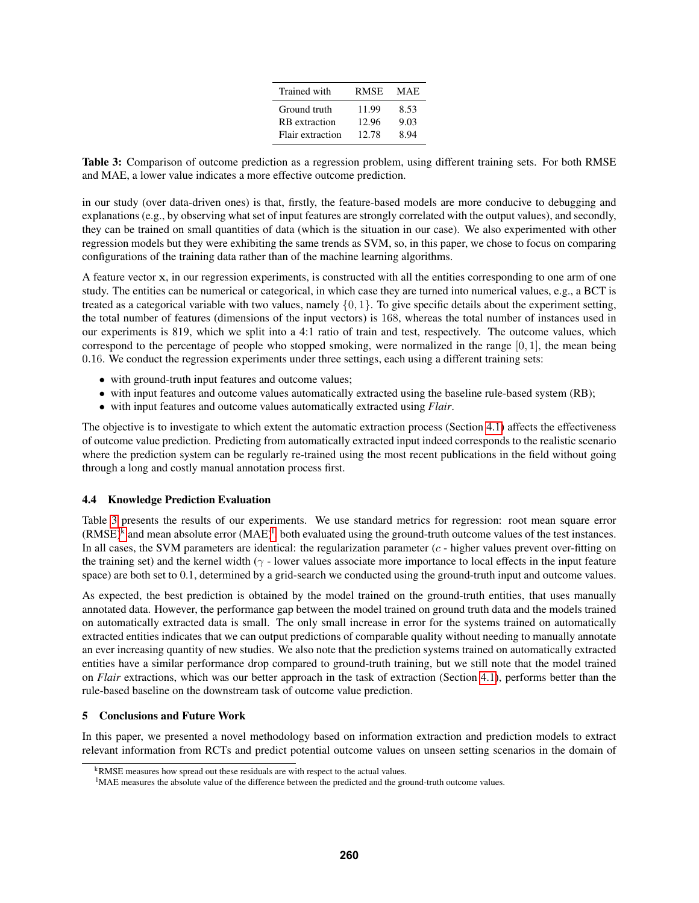| Trained with | RMSE | MAE |
|---|---|---|
| Ground truth | 11.99 | 8.53 |
| RB extraction | 12.96 | 9.03 |
| Flair extraction | 12.78 | 8.94 |

**Table 3:** Comparison of outcome prediction as a regression problem, using different training sets. For both RMSE and MAE, a lower value indicates a more effective outcome prediction.

in our study (over data-driven ones) is that, firstly, the feature-based models are more conducive to debugging and explanations (e.g., by observing what set of input features are strongly correlated with the output values), and secondly, they can be trained on small quantities of data (which is the situation in our case). We also experimented with other regression models but they were exhibiting the same trends as SVM, so, in this paper, we chose to focus on comparing configurations of the training data rather than of the machine learning algorithms.

A feature vector $\mathbf{x}$, in our regression experiments, is constructed with all the entities corresponding to one arm of one study. The entities can be numerical or categorical, in which case they are turned into numerical values, e.g., a BCT is treated as a categorical variable with two values, namely $\{0, 1\}$. To give specific details about the experiment setting, the total number of features (dimensions of the input vectors) is 168, whereas the total number of instances used in our experiments is 819, which we split into a 4:1 ratio of train and test, respectively. The outcome values, which correspond to the percentage of people who stopped smoking, were normalized in the range $[0, 1]$, the mean being 0.16. We conduct the regression experiments under three settings, each using a different training sets:

- with ground-truth input features and outcome values;
- with input features and outcome values automatically extracted using the baseline rule-based system (RB);
- with input features and outcome values automatically extracted using *Flair*.

The objective is to investigate to which extent the automatic extraction process (Section 4.1) affects the effectiveness of outcome value prediction. Predicting from automatically extracted input indeed corresponds to the realistic scenario where the prediction system can be regularly re-trained using the most recent publications in the field without going through a long and costly manual annotation process first.

### 4.4 Knowledge Prediction Evaluation

Table 3 presents the results of our experiments. We use standard metrics for regression: root mean square error (RMSE)[k] and mean absolute error (MAE)[l], both evaluated using the ground-truth outcome values of the test instances. In all cases, the SVM parameters are identical: the regularization parameter ($c$ - higher values prevent over-fitting on the training set) and the kernel width ($\gamma$ - lower values associate more importance to local effects in the input feature space) are both set to 0.1, determined by a grid-search we conducted using the ground-truth input and outcome values.

As expected, the best prediction is obtained by the model trained on the ground-truth entities, that uses manually annotated data. However, the performance gap between the model trained on ground truth data and the models trained on automatically extracted data is small. The only small increase in error for the systems trained on automatically extracted entities indicates that we can output predictions of comparable quality without needing to manually annotate an ever increasing quantity of new studies. We also note that the prediction systems trained on automatically extracted entities have a similar performance drop compared to ground-truth training, but we still note that the model trained on *Flair* extractions, which was our better approach in the task of extraction (Section 4.1), performs better than the rule-based baseline on the downstream task of outcome value prediction.

## 5 Conclusions and Future Work

In this paper, we presented a novel methodology based on information extraction and prediction models to extract relevant information from RCTs and predict potential outcome values on unseen setting scenarios in the domain of

[k] RMSE measures how spread out these residuals are with respect to the actual values.

[l] MAE measures the absolute value of the difference between the predicted and the ground-truth outcome values.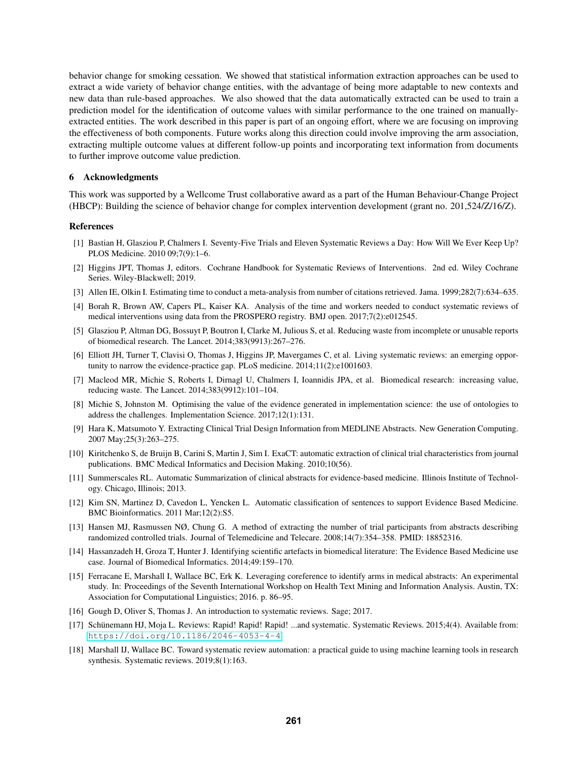behavior change for smoking cessation. We showed that statistical information extraction approaches can be used to extract a wide variety of behavior change entities, with the advantage of being more adaptable to new contexts and new data than rule-based approaches. We also showed that the data automatically extracted can be used to train a prediction model for the identification of outcome values with similar performance to the one trained on manually-extracted entities. The work described in this paper is part of an ongoing effort, where we are focusing on improving the effectiveness of both components. Future works along this direction could involve improving the arm association, extracting multiple outcome values at different follow-up points and incorporating text information from documents to further improve outcome value prediction.

## 6 Acknowledgments

This work was supported by a Wellcome Trust collaborative award as a part of the Human Behaviour-Change Project (HBCP): Building the science of behavior change for complex intervention development (grant no. 201,524/Z/16/Z).

## References

[1] Bastian H, Glasziou P, Chalmers I. Seventy-Five Trials and Eleven Systematic Reviews a Day: How Will We Ever Keep Up? PLOS Medicine. 2010 09;7(9):1–6.

[2] Higgins JPT, Thomas J, editors. Cochrane Handbook for Systematic Reviews of Interventions. 2nd ed. Wiley Cochrane Series. Wiley-Blackwell; 2019.

[3] Allen IE, Olkin I. Estimating time to conduct a meta-analysis from number of citations retrieved. Jama. 1999;282(7):634–635.

[4] Borah R, Brown AW, Capers PL, Kaiser KA. Analysis of the time and workers needed to conduct systematic reviews of medical interventions using data from the PROSPERO registry. BMJ open. 2017;7(2):e012545.

[5] Glasziou P, Altman DG, Bossuyt P, Boutron I, Clarke M, Julious S, et al. Reducing waste from incomplete or unusable reports of biomedical research. The Lancet. 2014;383(9913):267–276.

[6] Elliott JH, Turner T, Clavisi O, Thomas J, Higgins JP, Mavergames C, et al. Living systematic reviews: an emerging opportunity to narrow the evidence-practice gap. PLoS medicine. 2014;11(2):e1001603.

[7] Macleod MR, Michie S, Roberts I, Dirnagl U, Chalmers I, Ioannidis JPA, et al. Biomedical research: increasing value, reducing waste. The Lancet. 2014;383(9912):101–104.

[8] Michie S, Johnston M. Optimising the value of the evidence generated in implementation science: the use of ontologies to address the challenges. Implementation Science. 2017;12(1):131.

[9] Hara K, Matsumoto Y. Extracting Clinical Trial Design Information from MEDLINE Abstracts. New Generation Computing. 2007 May;25(3):263–275.

[10] Kiritchenko S, de Bruijn B, Carini S, Martin J, Sim I. ExaCT: automatic extraction of clinical trial characteristics from journal publications. BMC Medical Informatics and Decision Making. 2010;10(56).

[11] Summerscales RL. Automatic Summarization of clinical abstracts for evidence-based medicine. Illinois Institute of Technology. Chicago, Illinois; 2013.

[12] Kim SN, Martinez D, Cavedon L, Yencken L. Automatic classification of sentences to support Evidence Based Medicine. BMC Bioinformatics. 2011 Mar;12(2):S5.

[13] Hansen MJ, Rasmussen NØ, Chung G. A method of extracting the number of trial participants from abstracts describing randomized controlled trials. Journal of Telemedicine and Telecare. 2008;14(7):354–358. PMID: 18852316.

[14] Hassanzadeh H, Groza T, Hunter J. Identifying scientific artefacts in biomedical literature: The Evidence Based Medicine use case. Journal of Biomedical Informatics. 2014;49:159–170.

[15] Ferracane E, Marshall I, Wallace BC, Erk K. Leveraging coreference to identify arms in medical abstracts: An experimental study. In: Proceedings of the Seventh International Workshop on Health Text Mining and Information Analysis. Austin, TX: Association for Computational Linguistics; 2016. p. 86–95.

[16] Gough D, Oliver S, Thomas J. An introduction to systematic reviews. Sage; 2017.

[17] Schünemann HJ, Moja L. Reviews: Rapid! Rapid! Rapid! ...and systematic. Systematic Reviews. 2015;4(4). Available from: https://doi.org/10.1186/2046-4053-4-4

[18] Marshall IJ, Wallace BC. Toward systematic review automation: a practical guide to using machine learning tools in research synthesis. Systematic reviews. 2019;8(1):163.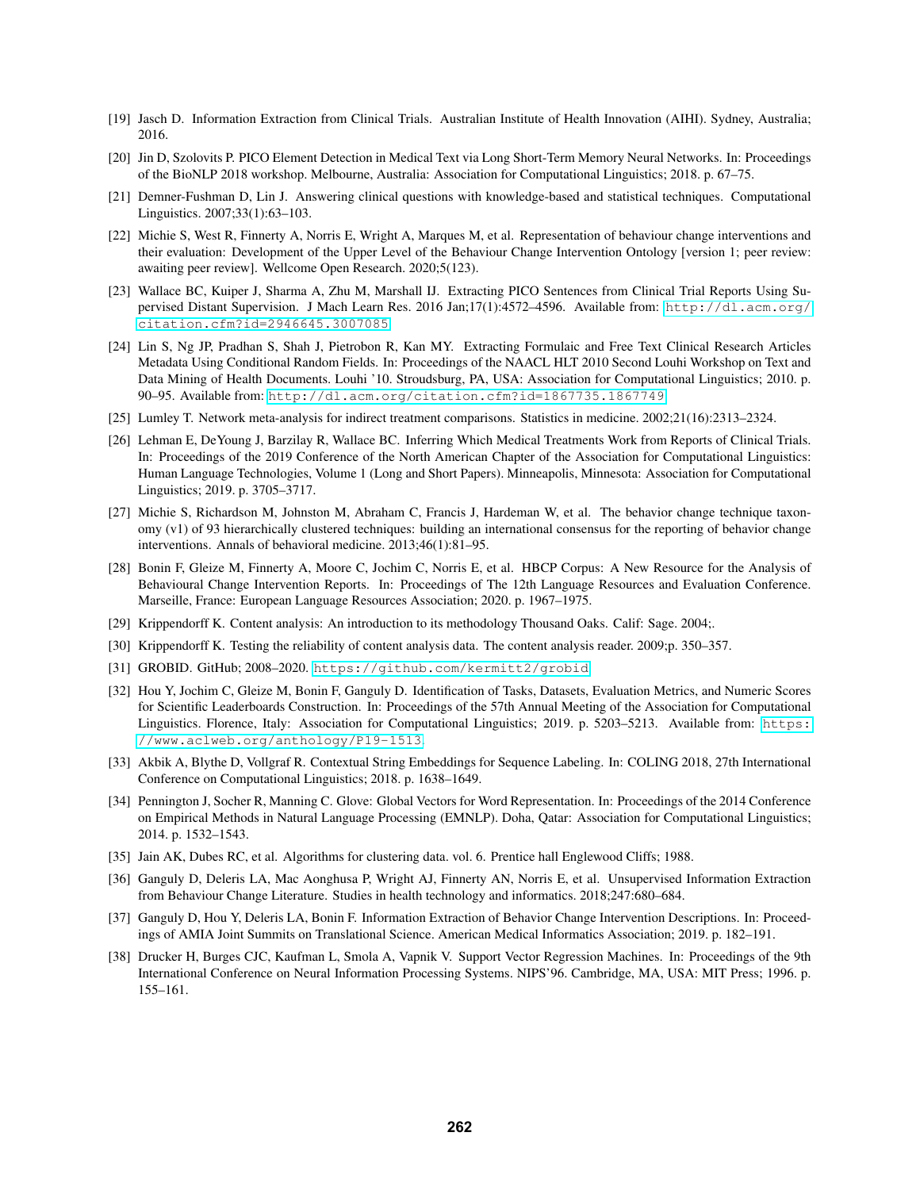[19] Jasch D. Information Extraction from Clinical Trials. Australian Institute of Health Innovation (AIHI). Sydney, Australia; 2016.

[20] Jin D, Szolovits P. PICO Element Detection in Medical Text via Long Short-Term Memory Neural Networks. In: Proceedings of the BioNLP 2018 workshop. Melbourne, Australia: Association for Computational Linguistics; 2018. p. 67–75.

[21] Demner-Fushman D, Lin J. Answering clinical questions with knowledge-based and statistical techniques. Computational Linguistics. 2007;33(1):63–103.

[22] Michie S, West R, Finnerty A, Norris E, Wright A, Marques M, et al. Representation of behaviour change interventions and their evaluation: Development of the Upper Level of the Behaviour Change Intervention Ontology [version 1; peer review: awaiting peer review]. Wellcome Open Research. 2020;5(123).

[23] Wallace BC, Kuiper J, Sharma A, Zhu M, Marshall IJ. Extracting PICO Sentences from Clinical Trial Reports Using Supervised Distant Supervision. J Mach Learn Res. 2016 Jan;17(1):4572–4596. Available from: http://dl.acm.org/citation.cfm?id=2946645.3007085.

[24] Lin S, Ng JP, Pradhan S, Shah J, Pietrobon R, Kan MY. Extracting Formulaic and Free Text Clinical Research Articles Metadata Using Conditional Random Fields. In: Proceedings of the NAACL HLT 2010 Second Louhi Workshop on Text and Data Mining of Health Documents. Louhi '10. Stroudsburg, PA, USA: Association for Computational Linguistics; 2010. p. 90–95. Available from: http://dl.acm.org/citation.cfm?id=1867735.1867749.

[25] Lumley T. Network meta-analysis for indirect treatment comparisons. Statistics in medicine. 2002;21(16):2313–2324.

[26] Lehman E, DeYoung J, Barzilay R, Wallace BC. Inferring Which Medical Treatments Work from Reports of Clinical Trials. In: Proceedings of the 2019 Conference of the North American Chapter of the Association for Computational Linguistics: Human Language Technologies, Volume 1 (Long and Short Papers). Minneapolis, Minnesota: Association for Computational Linguistics; 2019. p. 3705–3717.

[27] Michie S, Richardson M, Johnston M, Abraham C, Francis J, Hardeman W, et al. The behavior change technique taxonomy (v1) of 93 hierarchically clustered techniques: building an international consensus for the reporting of behavior change interventions. Annals of behavioral medicine. 2013;46(1):81–95.

[28] Bonin F, Gleize M, Finnerty A, Moore C, Jochim C, Norris E, et al. HBCP Corpus: A New Resource for the Analysis of Behavioural Change Intervention Reports. In: Proceedings of The 12th Language Resources and Evaluation Conference. Marseille, France: European Language Resources Association; 2020. p. 1967–1975.

[29] Krippendorff K. Content analysis: An introduction to its methodology Thousand Oaks. Calif: Sage. 2004;.

[30] Krippendorff K. Testing the reliability of content analysis data. The content analysis reader. 2009;p. 350–357.

[31] GROBID. GitHub; 2008–2020. https://github.com/kermitt2/grobid.

[32] Hou Y, Jochim C, Gleize M, Bonin F, Ganguly D. Identification of Tasks, Datasets, Evaluation Metrics, and Numeric Scores for Scientific Leaderboards Construction. In: Proceedings of the 57th Annual Meeting of the Association for Computational Linguistics. Florence, Italy: Association for Computational Linguistics; 2019. p. 5203–5213. Available from: https://www.aclweb.org/anthology/P19-1513.

[33] Akbik A, Blythe D, Vollgraf R. Contextual String Embeddings for Sequence Labeling. In: COLING 2018, 27th International Conference on Computational Linguistics; 2018. p. 1638–1649.

[34] Pennington J, Socher R, Manning C. Glove: Global Vectors for Word Representation. In: Proceedings of the 2014 Conference on Empirical Methods in Natural Language Processing (EMNLP). Doha, Qatar: Association for Computational Linguistics; 2014. p. 1532–1543.

[35] Jain AK, Dubes RC, et al. Algorithms for clustering data. vol. 6. Prentice hall Englewood Cliffs; 1988.

[36] Ganguly D, Deleris LA, Mac Aonghusa P, Wright AJ, Finnerty AN, Norris E, et al. Unsupervised Information Extraction from Behaviour Change Literature. Studies in health technology and informatics. 2018;247:680–684.

[37] Ganguly D, Hou Y, Deleris LA, Bonin F. Information Extraction of Behavior Change Intervention Descriptions. In: Proceedings of AMIA Joint Summits on Translational Science. American Medical Informatics Association; 2019. p. 182–191.

[38] Drucker H, Burges CJC, Kaufman L, Smola A, Vapnik V. Support Vector Regression Machines. In: Proceedings of the 9th International Conference on Neural Information Processing Systems. NIPS'96. Cambridge, MA, USA: MIT Press; 1996. p. 155–161.